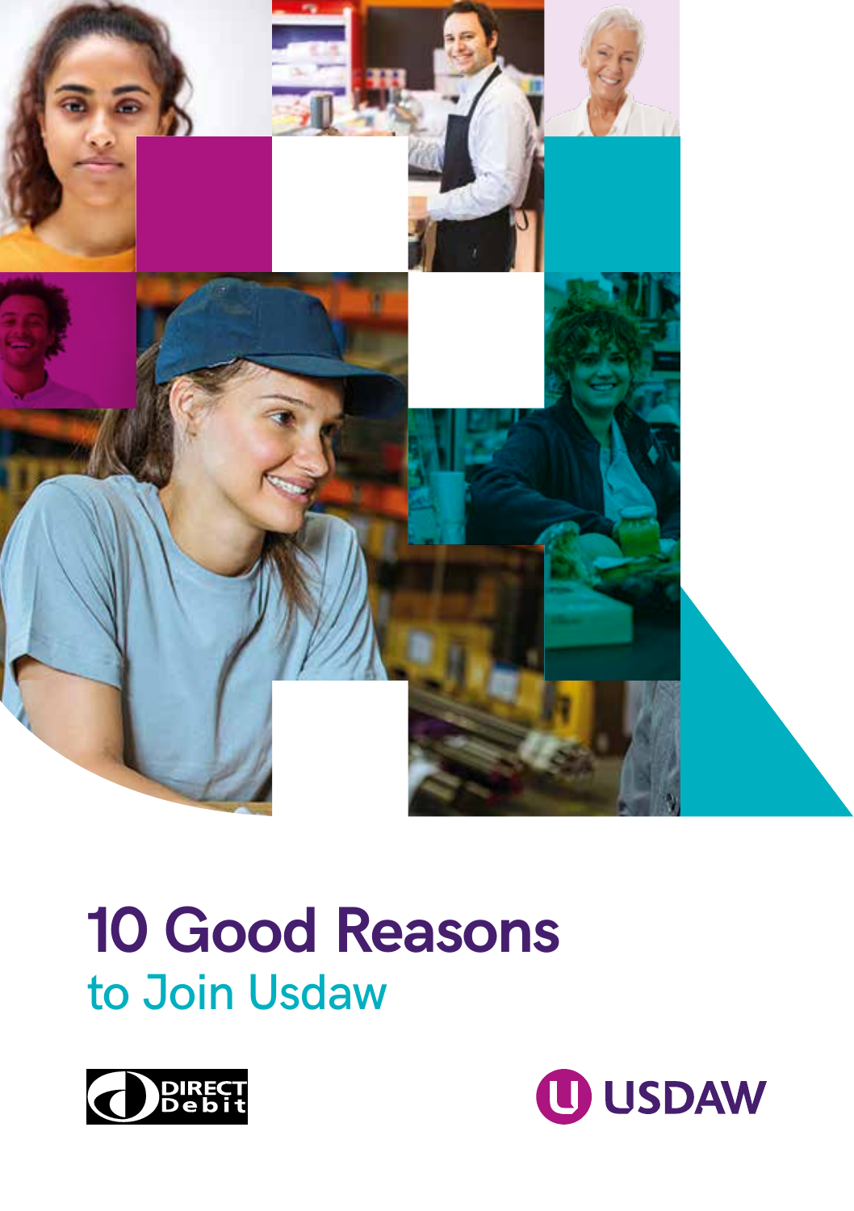# 10 Good Reasons

## to Join Usdaw

DIRECT Debit

USDAW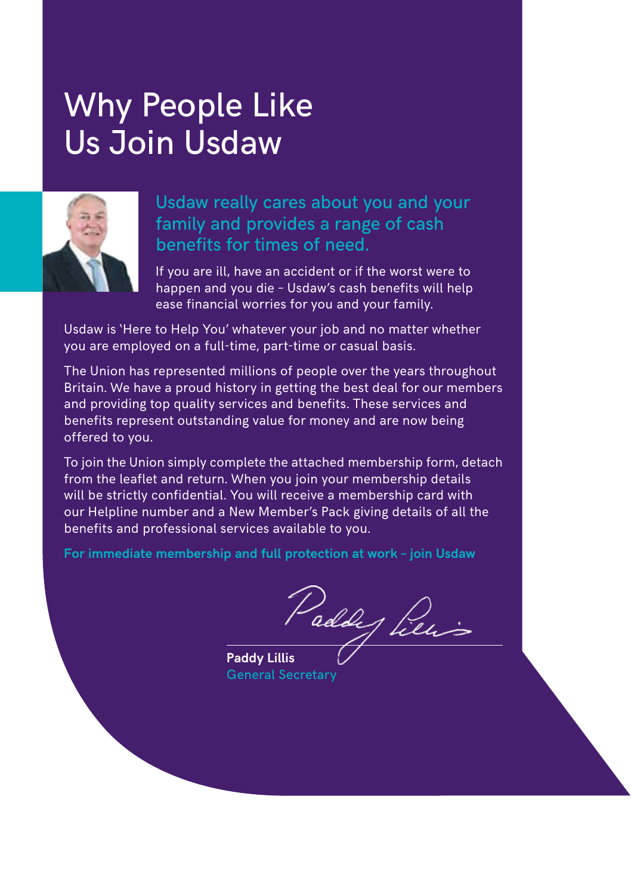# Why People Like Us Join Usdaw

## Usdaw really cares about you and your family and provides a range of cash benefits for times of need.

If you are ill, have an accident or if the worst were to happen and you die – Usdaw's cash benefits will help ease financial worries for you and your family.

Usdaw is 'Here to Help You' whatever your job and no matter whether you are employed on a full-time, part-time or casual basis.

The Union has represented millions of people over the years throughout Britain. We have a proud history in getting the best deal for our members and providing top quality services and benefits. These services and benefits represent outstanding value for money and are now being offered to you.

To join the Union simply complete the attached membership form, detach from the leaflet and return. When you join your membership details will be strictly confidential. You will receive a membership card with our Helpline number and a New Member's Pack giving details of all the benefits and professional services available to you.

**For immediate membership and full protection at work – join Usdaw**

**Paddy Lillis**
General Secretary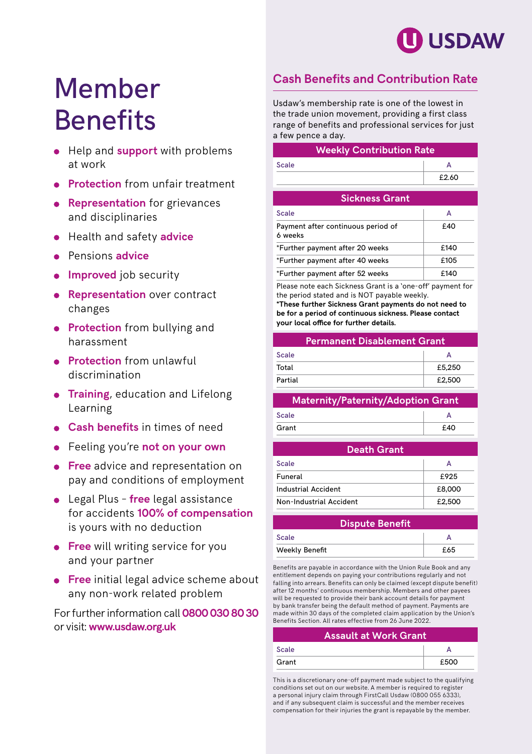# Member Benefits

- Help and **support** with problems at work
- **Protection** from unfair treatment
- **Representation** for grievances and disciplinaries
- Health and safety **advice**
- Pensions **advice**
- **Improved** job security
- **Representation** over contract changes
- **Protection** from bullying and harassment
- **Protection** from unlawful discrimination
- **Training**, education and Lifelong Learning
- **Cash benefits** in times of need
- Feeling you're **not on your own**
- **Free** advice and representation on pay and conditions of employment
- Legal Plus – **free** legal assistance for accidents **100% of compensation** is yours with no deduction
- **Free** will writing service for you and your partner
- **Free** initial legal advice scheme about any non-work related problem

For further information call **0800 030 80 30** or visit: **www.usdaw.org.uk**

## Cash Benefits and Contribution Rate

Usdaw's membership rate is one of the lowest in the trade union movement, providing a first class range of benefits and professional services for just a few pence a day.

**Weekly Contribution Rate**

| Scale | A |
|---|---|
| | £2.60 |

**Sickness Grant**

| Scale | A |
|---|---|
| Payment after continuous period of 6 weeks | £40 |
| *Further payment after 20 weeks | £140 |
| *Further payment after 40 weeks | £105 |
| *Further payment after 52 weeks | £140 |

Please note each Sickness Grant is a 'one-off' payment for the period stated and is NOT payable weekly.
**\*These further Sickness Grant payments do not need to be for a period of continuous sickness. Please contact your local office for further details.**

**Permanent Disablement Grant**

| Scale | A |
|---|---|
| Total | £5,250 |
| Partial | £2,500 |

**Maternity/Paternity/Adoption Grant**

| Scale | A |
|---|---|
| Grant | £40 |

**Death Grant**

| Scale | A |
|---|---|
| Funeral | £925 |
| Industrial Accident | £8,000 |
| Non-Industrial Accident | £2,500 |

**Dispute Benefit**

| Scale | A |
|---|---|
| Weekly Benefit | £65 |

Benefits are payable in accordance with the Union Rule Book and any entitlement depends on paying your contributions regularly and not falling into arrears. Benefits can only be claimed (except dispute benefit) after 12 months' continuous membership. Members and other payees will be requested to provide their bank account details for payment by bank transfer being the default method of payment. Payments are made within 30 days of the completed claim application by the Union's Benefits Section. All rates effective from 26 June 2022.

**Assault at Work Grant**

| Scale | A |
|---|---|
| Grant | £500 |

This is a discretionary one-off payment made subject to the qualifying conditions set out on our website. A member is required to register a personal injury claim through FirstCall Usdaw (0800 055 6333), and if any subsequent claim is successful and the member receives compensation for their injuries the grant is repayable by the member.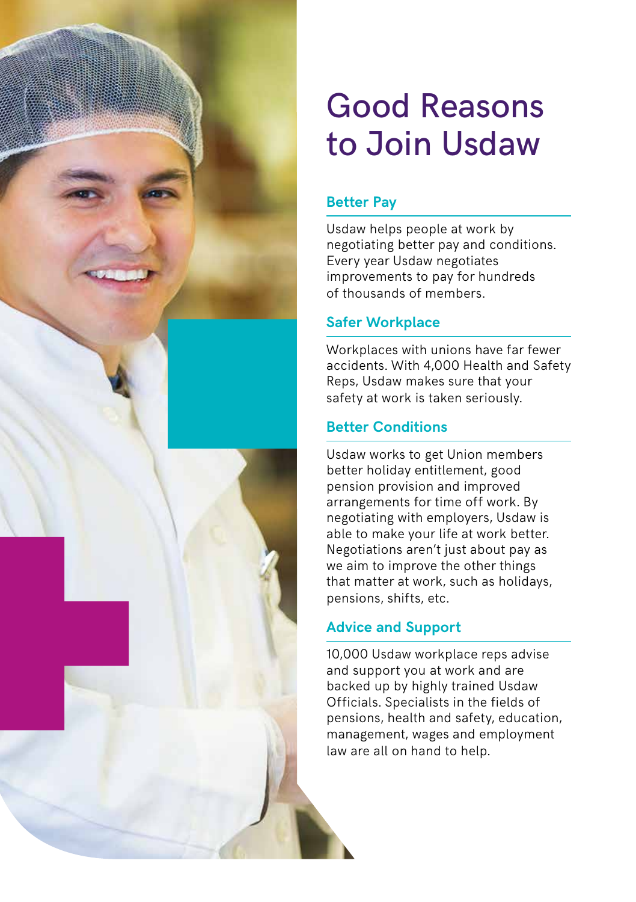# Good Reasons to Join Usdaw

## Better Pay

Usdaw helps people at work by negotiating better pay and conditions. Every year Usdaw negotiates improvements to pay for hundreds of thousands of members.

## Safer Workplace

Workplaces with unions have far fewer accidents. With 4,000 Health and Safety Reps, Usdaw makes sure that your safety at work is taken seriously.

## Better Conditions

Usdaw works to get Union members better holiday entitlement, good pension provision and improved arrangements for time off work. By negotiating with employers, Usdaw is able to make your life at work better. Negotiations aren't just about pay as we aim to improve the other things that matter at work, such as holidays, pensions, shifts, etc.

## Advice and Support

10,000 Usdaw workplace reps advise and support you at work and are backed up by highly trained Usdaw Officials. Specialists in the fields of pensions, health and safety, education, management, wages and employment law are all on hand to help.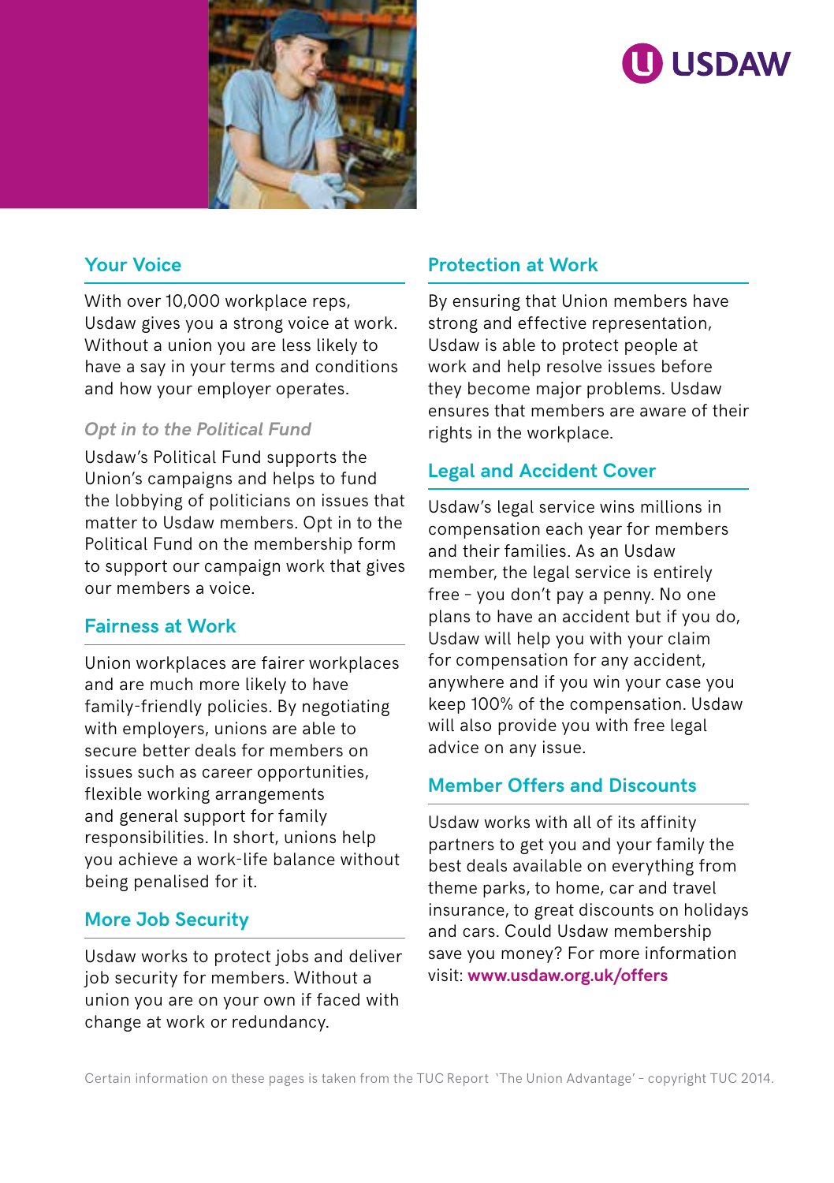## Your Voice

With over 10,000 workplace reps, Usdaw gives you a strong voice at work. Without a union you are less likely to have a say in your terms and conditions and how your employer operates.

### *Opt in to the Political Fund*

Usdaw's Political Fund supports the Union's campaigns and helps to fund the lobbying of politicians on issues that matter to Usdaw members. Opt in to the Political Fund on the membership form to support our campaign work that gives our members a voice.

## Fairness at Work

Union workplaces are fairer workplaces and are much more likely to have family-friendly policies. By negotiating with employers, unions are able to secure better deals for members on issues such as career opportunities, flexible working arrangements and general support for family responsibilities. In short, unions help you achieve a work-life balance without being penalised for it.

## More Job Security

Usdaw works to protect jobs and deliver job security for members. Without a union you are on your own if faced with change at work or redundancy.

## Protection at Work

By ensuring that Union members have strong and effective representation, Usdaw is able to protect people at work and help resolve issues before they become major problems. Usdaw ensures that members are aware of their rights in the workplace.

## Legal and Accident Cover

Usdaw's legal service wins millions in compensation each year for members and their families. As an Usdaw member, the legal service is entirely free – you don't pay a penny. No one plans to have an accident but if you do, Usdaw will help you with your claim for compensation for any accident, anywhere and if you win your case you keep 100% of the compensation. Usdaw will also provide you with free legal advice on any issue.

## Member Offers and Discounts

Usdaw works with all of its affinity partners to get you and your family the best deals available on everything from theme parks, to home, car and travel insurance, to great discounts on holidays and cars. Could Usdaw membership save you money? For more information visit: **www.usdaw.org.uk/offers**

Certain information on these pages is taken from the TUC Report 'The Union Advantage' – copyright TUC 2014.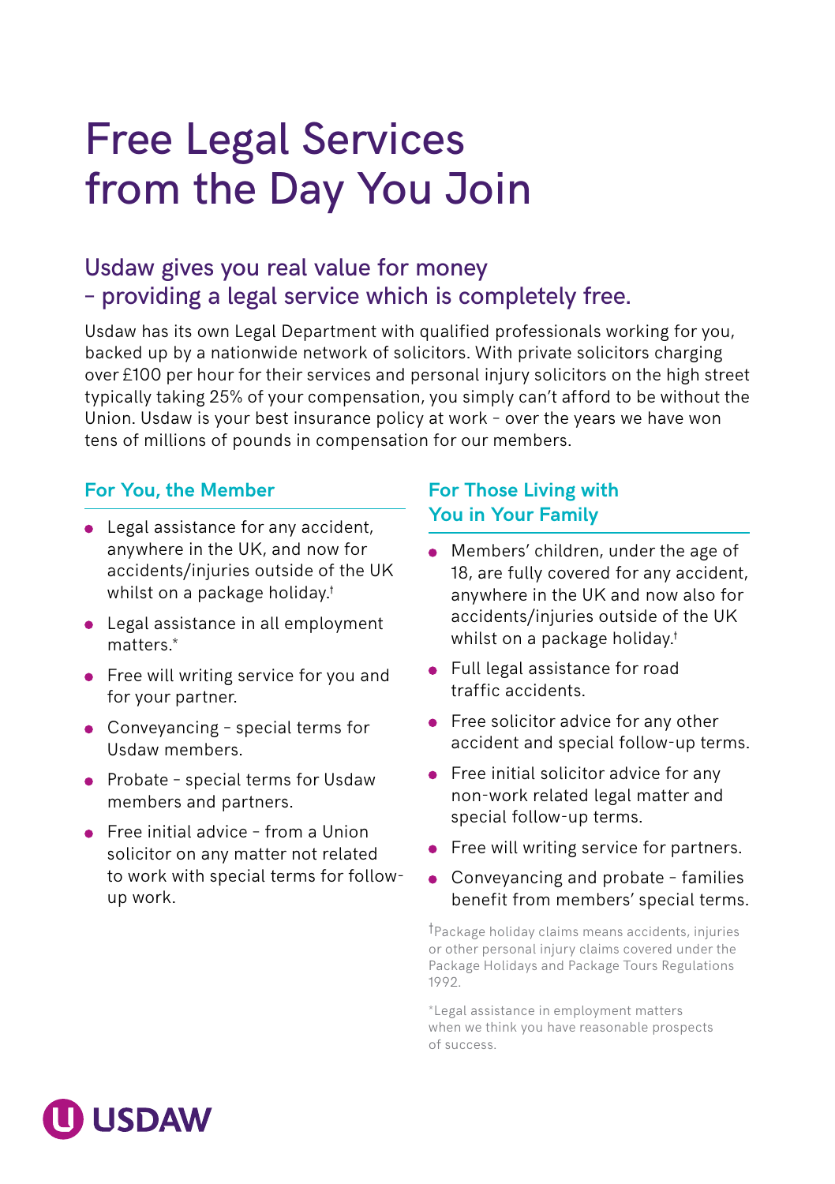# Free Legal Services from the Day You Join

## Usdaw gives you real value for money – providing a legal service which is completely free.

Usdaw has its own Legal Department with qualified professionals working for you, backed up by a nationwide network of solicitors. With private solicitors charging over £100 per hour for their services and personal injury solicitors on the high street typically taking 25% of your compensation, you simply can't afford to be without the Union. Usdaw is your best insurance policy at work – over the years we have won tens of millions of pounds in compensation for our members.

### For You, the Member

- Legal assistance for any accident, anywhere in the UK, and now for accidents/injuries outside of the UK whilst on a package holiday.†
- Legal assistance in all employment matters.*
- Free will writing service for you and for your partner.
- Conveyancing – special terms for Usdaw members.
- Probate – special terms for Usdaw members and partners.
- Free initial advice – from a Union solicitor on any matter not related to work with special terms for follow-up work.

### For Those Living with You in Your Family

- Members' children, under the age of 18, are fully covered for any accident, anywhere in the UK and now also for accidents/injuries outside of the UK whilst on a package holiday.†
- Full legal assistance for road traffic accidents.
- Free solicitor advice for any other accident and special follow-up terms.
- Free initial solicitor advice for any non-work related legal matter and special follow-up terms.
- Free will writing service for partners.
- Conveyancing and probate – families benefit from members' special terms.

†Package holiday claims means accidents, injuries or other personal injury claims covered under the Package Holidays and Package Tours Regulations 1992.

*Legal assistance in employment matters when we think you have reasonable prospects of success.

USDAW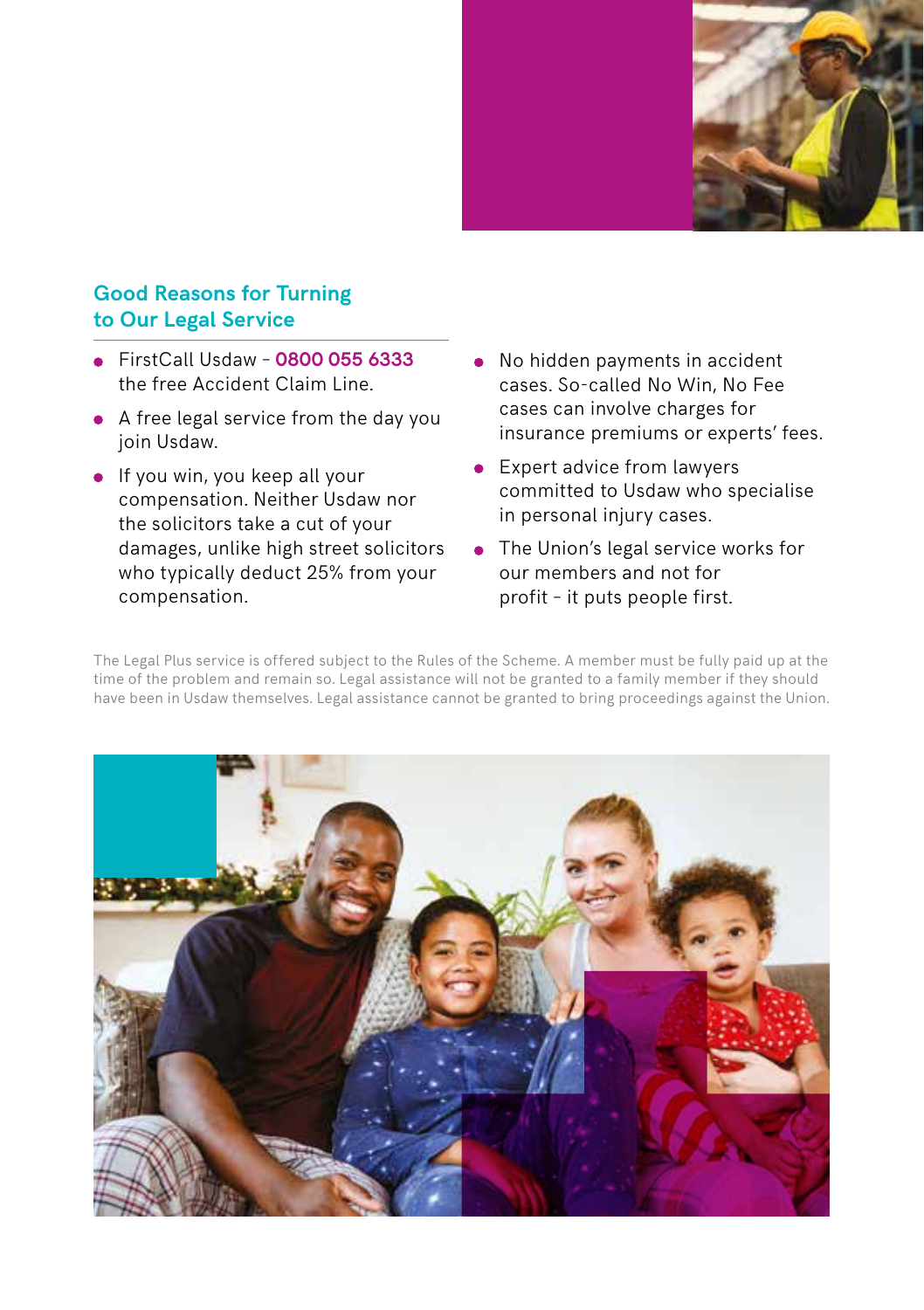## Good Reasons for Turning to Our Legal Service

- FirstCall Usdaw – **0800 055 6333** the free Accident Claim Line.
- A free legal service from the day you join Usdaw.
- If you win, you keep all your compensation. Neither Usdaw nor the solicitors take a cut of your damages, unlike high street solicitors who typically deduct 25% from your compensation.
- No hidden payments in accident cases. So-called No Win, No Fee cases can involve charges for insurance premiums or experts' fees.
- Expert advice from lawyers committed to Usdaw who specialise in personal injury cases.
- The Union's legal service works for our members and not for profit – it puts people first.

The Legal Plus service is offered subject to the Rules of the Scheme. A member must be fully paid up at the time of the problem and remain so. Legal assistance will not be granted to a family member if they should have been in Usdaw themselves. Legal assistance cannot be granted to bring proceedings against the Union.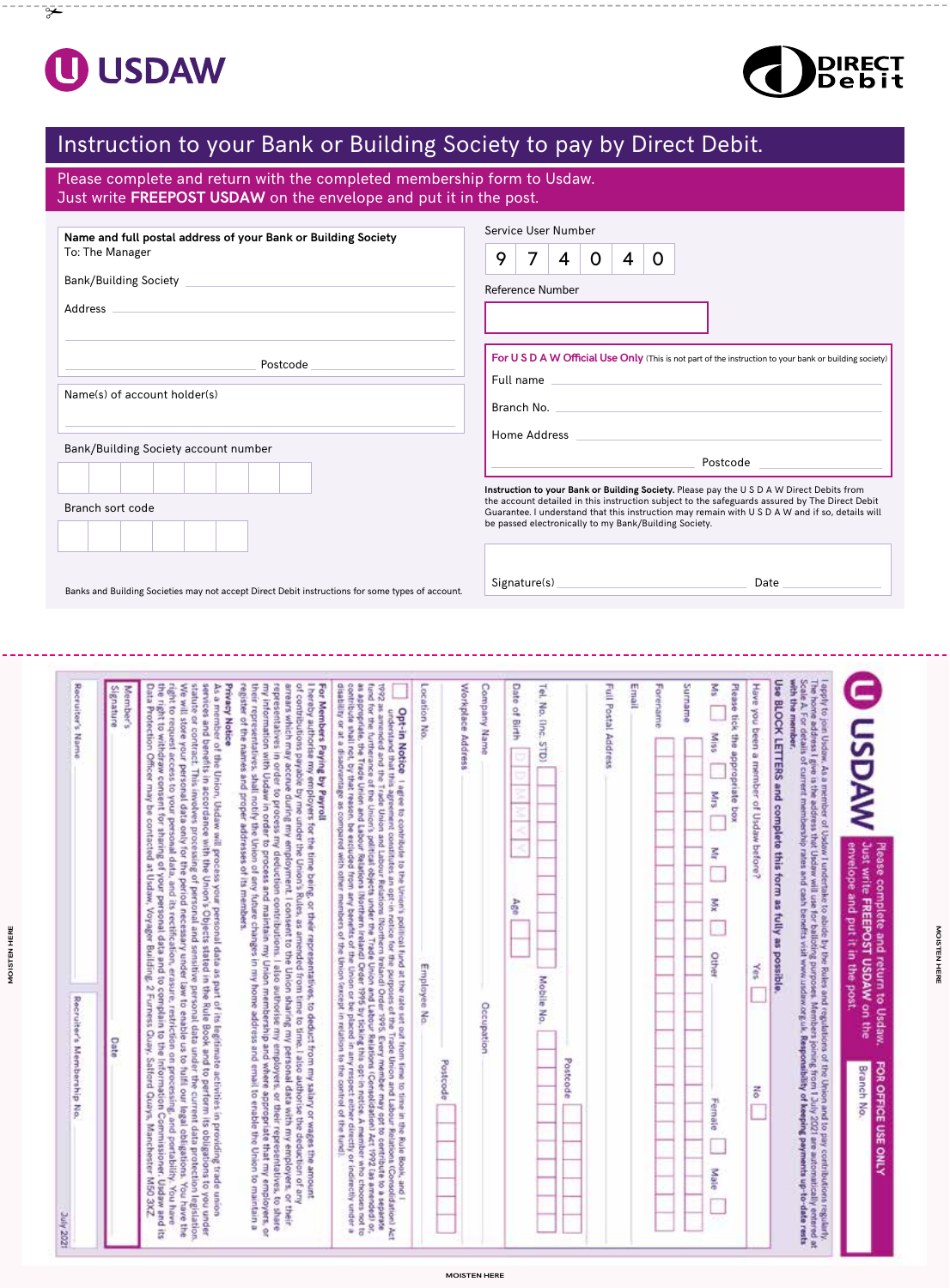USDAW

DIRECT Debit

# Instruction to your Bank or Building Society to pay by Direct Debit.

Please complete and return with the completed membership form to Usdaw.
Just write **FREEPOST USDAW** on the envelope and put it in the post.

**Name and full postal address of your Bank or Building Society**
To: The Manager

Bank/Building Society

Address

Postcode

Name(s) of account holder(s)

Bank/Building Society account number

Branch sort code

Banks and Building Societies may not accept Direct Debit instructions for some types of account.

Service User Number

| 9 | 7 | 4 | 0 | 4 | 0 |
|---|---|---|---|---|---|

Reference Number

**For U S D A W Official Use Only** (This is not part of the instruction to your bank or building society)

Full name

Branch No.

Home Address

Postcode

**Instruction to your Bank or Building Society.** Please pay the U S D A W Direct Debits from the account detailed in this instruction subject to the safeguards assured by The Direct Debit Guarantee. I understand that this instruction may remain with U S D A W and if so, details will be passed electronically to my Bank/Building Society.

Signature(s)

Date

---

USDAW

Please complete and return to Usdaw. Just write **FREEPOST USDAW** on the envelope and put it in the post.

**FOR OFFICE USE ONLY**

Branch No.

I apply to join Usdaw. As a member of Usdaw I undertake to abide by the Rules and regulations of the Union and to pay contributions regularly. The home address I give is the address that Usdaw will use for balloting purposes. Members joining from 1 July 2021 are automatically entered at Scale A. For details of current membership rates and cash benefits visit www.usdaw.org.uk. **Responsibility of keeping payments up-to-date rests with the member.**

**Use BLOCK LETTERS and complete this form as fully as possible.**

Have you been a member of Usdaw before? Yes ☐ No ☐

Please tick the appropriate box

Ms ☐ Miss ☐ Mrs ☐ Mr ☐ Mx ☐ Other ☐ Female ☐ Male ☐

Surname

Forename

Email

Full Postal Address

Postcode

Tel. No. (inc. STD)

Mobile No.

Date of Birth D D M M Y Y Age

Company Name

Occupation

Workplace Address

Postcode

Location No.

Employee No.

☐ **Opt-in Notice** I agree to contribute to the Union's political fund at the rate set out from time to time in the Rule Book, and I understand that this agreement constitutes an opt-in notice for the purposes of the Trade Union and Labour Relations (Consolidation) Act 1992 as amended and the Trade Union and Labour Relations (Northern Ireland) Order 1995. Every member may opt to contribute to a separate fund for the furtherance of the Union's political objects under the Trade Union and Labour Relations (Consolidation) Act 1992 (as amended) or as appropriate, the Trade Union and Labour Relations (Northern Ireland) Order 1995 by ticking this box. A member who chooses not to contribute shall not by that reason, be excluded from any benefits of the Union or be placed in any respect either directly or indirectly under a disability or at a disadvantage as compared with other members of the Union (except in relation to the control of the fund).

**For Members Paying by Payroll**
I hereby authorise my employers for the time being, or their representatives, to deduct from my salary or wages the amount of contributions payable by me under the Union's Rules, as amended from time to time. I also authorise the deduction of any arrears which may arise during my employment. I consent to the Union sharing my personal data with my employers, or their representatives in order to process my deduction contributions. I also authorise my employers, or their representatives, to share my information with Usdaw in order to process and maintain my Union membership and where appropriate that my employers, or their representatives, shall notify the Union of any future changes in my home address and email to enable the Union to maintain a register of the names and proper addresses of its members.

**Privacy Notice**
As a member of the Union, Usdaw will process your personal data as part of its legitimate activities in providing trade union services and benefits in accordance with the Union's Objects stated in the Rule Book and to perform its obligations to you under statute or contract. This involves processing of personal and sensitive personal data under the current data protection legislation. We will store your personal data only for the period necessary under law to enable us to fulfil our legal obligations. You have the right to request access to your personal data, and its rectification, erasure, restriction on processing, and portability. You have the right to withdraw consent for sharing of your personal data and to complain to the Information Commissioner. Usdaw and its Data Protection Officer may be contacted at Usdaw, Voyager Building, 2 Furness Quay, Salford Quays, Manchester M50 3XZ.

Member's Signature

Date

Recruiter's Name

Recruiter's Membership No.

July 2021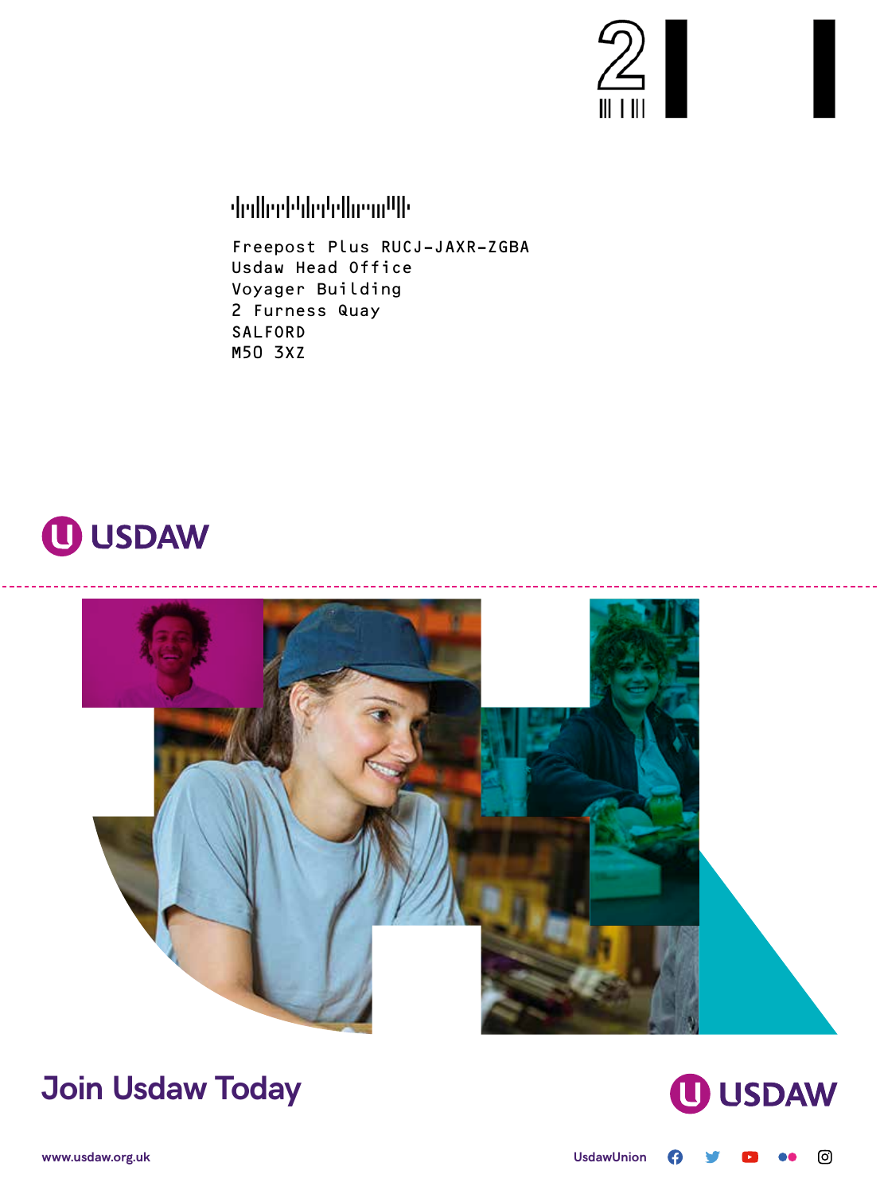Freepost Plus RUCJ-JAXR-ZGBA
Usdaw Head Office
Voyager Building
2 Furness Quay
SALFORD
M50 3XZ

USDAW

# Join Usdaw Today

USDAW

www.usdaw.org.uk

UsdawUnion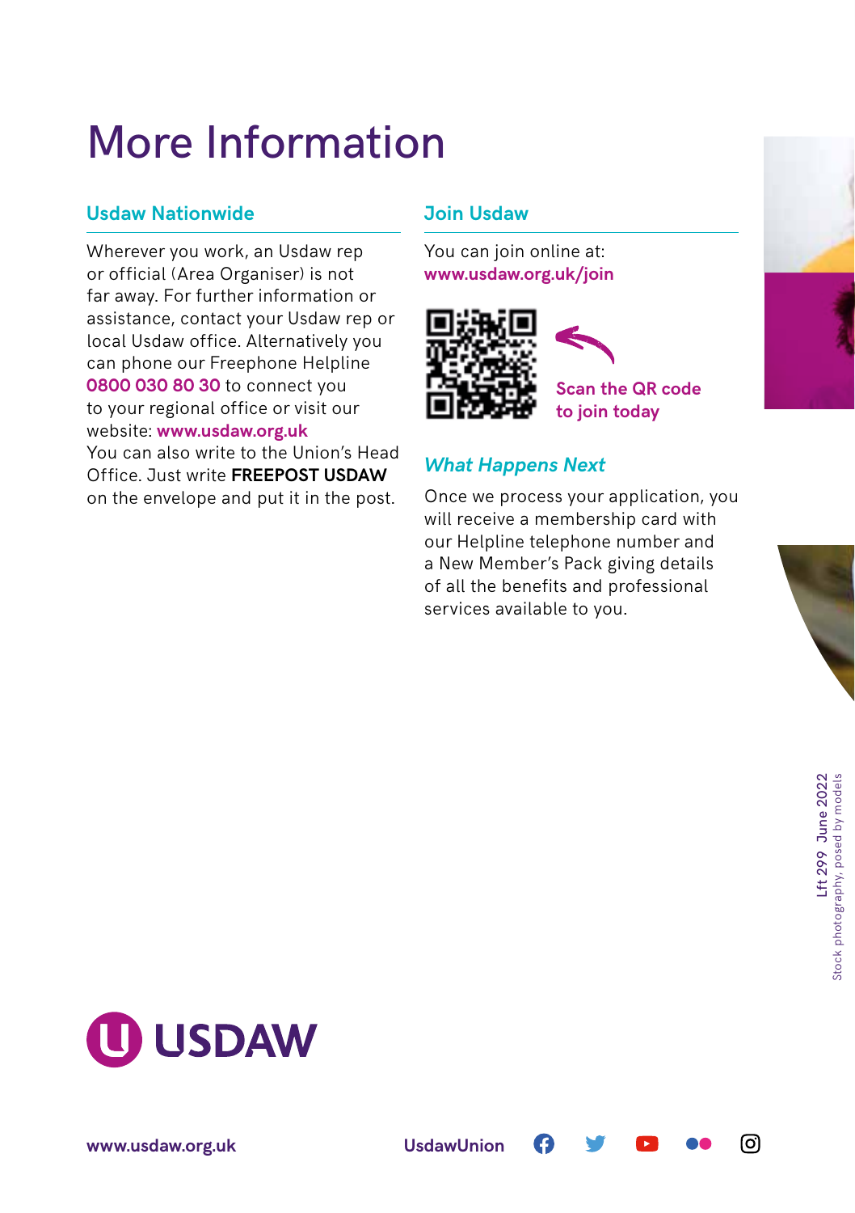# More Information

## Usdaw Nationwide

Wherever you work, an Usdaw rep or official (Area Organiser) is not far away. For further information or assistance, contact your Usdaw rep or local Usdaw office. Alternatively you can phone our Freephone Helpline **0800 030 80 30** to connect you to your regional office or visit our website: **www.usdaw.org.uk**

You can also write to the Union's Head Office. Just write **FREEPOST USDAW** on the envelope and put it in the post.

## Join Usdaw

You can join online at:
**www.usdaw.org.uk/join**

Scan the QR code to join today

### *What Happens Next*

Once we process your application, you will receive a membership card with our Helpline telephone number and a New Member's Pack giving details of all the benefits and professional services available to you.

Lft 299 June 2022
Stock photography, posed by models

USDAW

www.usdaw.org.uk

UsdawUnion